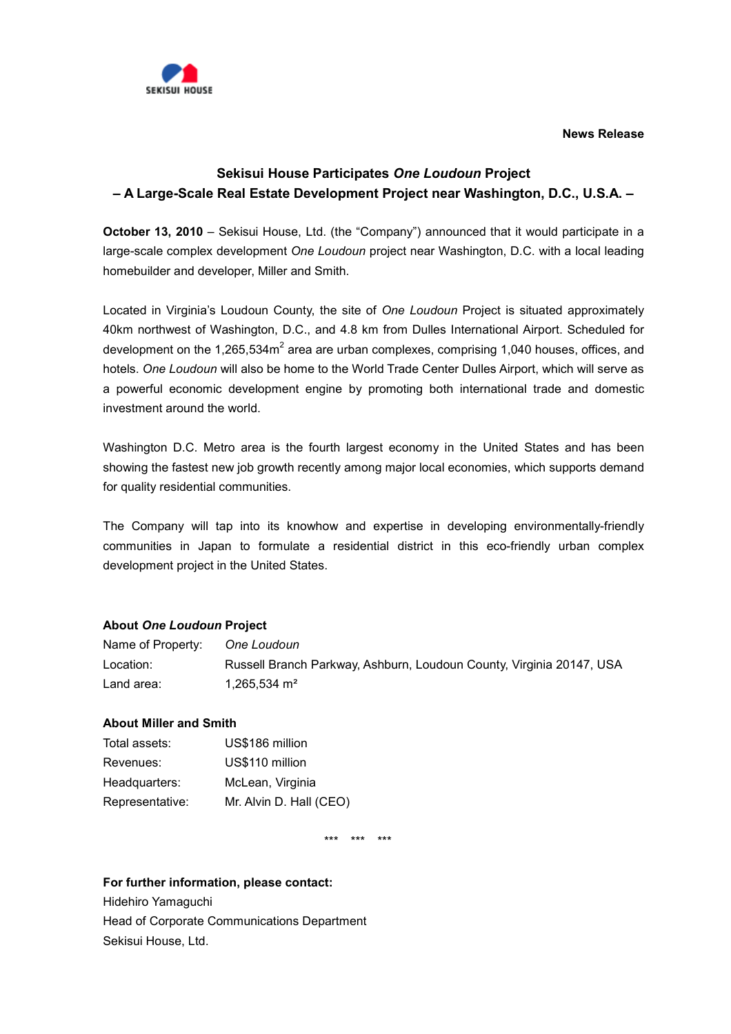SEKISUI HOUSE

**News Release**

# Sekisui House Participates *One Loudoun* Project
## – A Large-Scale Real Estate Development Project near Washington, D.C., U.S.A. –

**October 13, 2010** – Sekisui House, Ltd. (the "Company") announced that it would participate in a large-scale complex development *One Loudoun* project near Washington, D.C. with a local leading homebuilder and developer, Miller and Smith.

Located in Virginia's Loudoun County, the site of *One Loudoun* Project is situated approximately 40km northwest of Washington, D.C., and 4.8 km from Dulles International Airport. Scheduled for development on the 1,265,534$m^2$ area are urban complexes, comprising 1,040 houses, offices, and hotels. *One Loudoun* will also be home to the World Trade Center Dulles Airport, which will serve as a powerful economic development engine by promoting both international trade and domestic investment around the world.

Washington D.C. Metro area is the fourth largest economy in the United States and has been showing the fastest new job growth recently among major local economies, which supports demand for quality residential communities.

The Company will tap into its knowhow and expertise in developing environmentally-friendly communities in Japan to formulate a residential district in this eco-friendly urban complex development project in the United States.

**About *One Loudoun* Project**

| | |
|---|---|
| Name of Property: | *One Loudoun* |
| Location: | Russell Branch Parkway, Ashburn, Loudoun County, Virginia 20147, USA |
| Land area: | 1,265,534 $m^2$ |

**About Miller and Smith**

| | |
|---|---|
| Total assets: | US$186 million |
| Revenues: | US$110 million |
| Headquarters: | McLean, Virginia |
| Representative: | Mr. Alvin D. Hall (CEO) |

\*\*\* \*\*\* \*\*\*

**For further information, please contact:**
Hidehiro Yamaguchi
Head of Corporate Communications Department
Sekisui House, Ltd.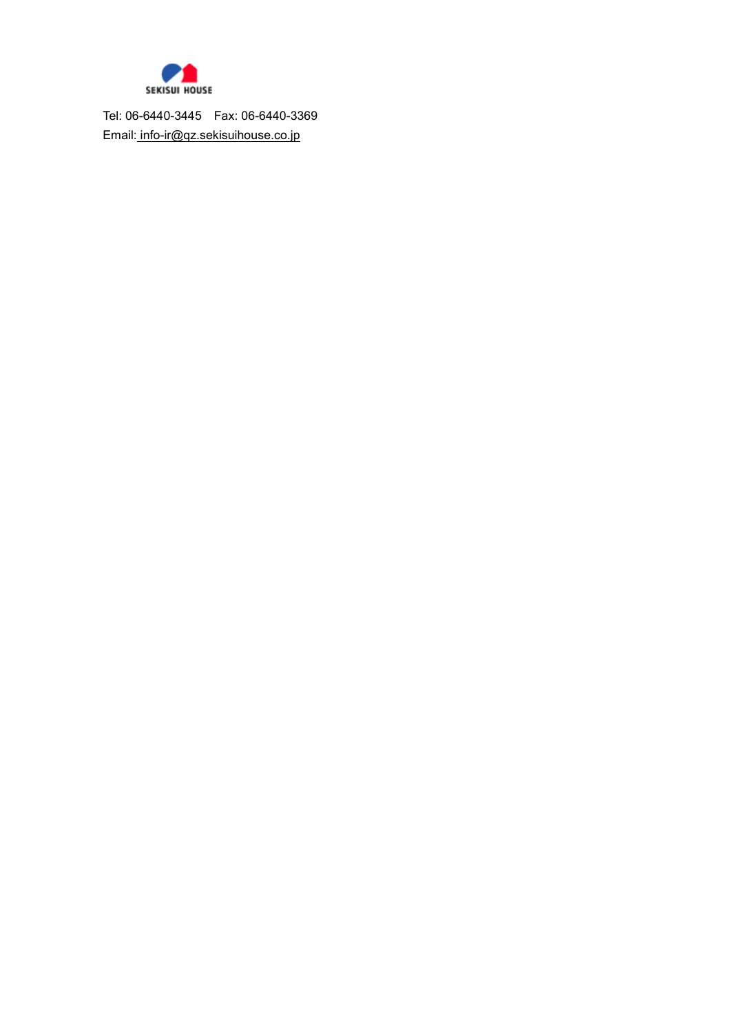SEKISUI HOUSE

Tel: 06-6440-3445　Fax: 06-6440-3369

Email: info-ir@qz.sekisuihouse.co.jp